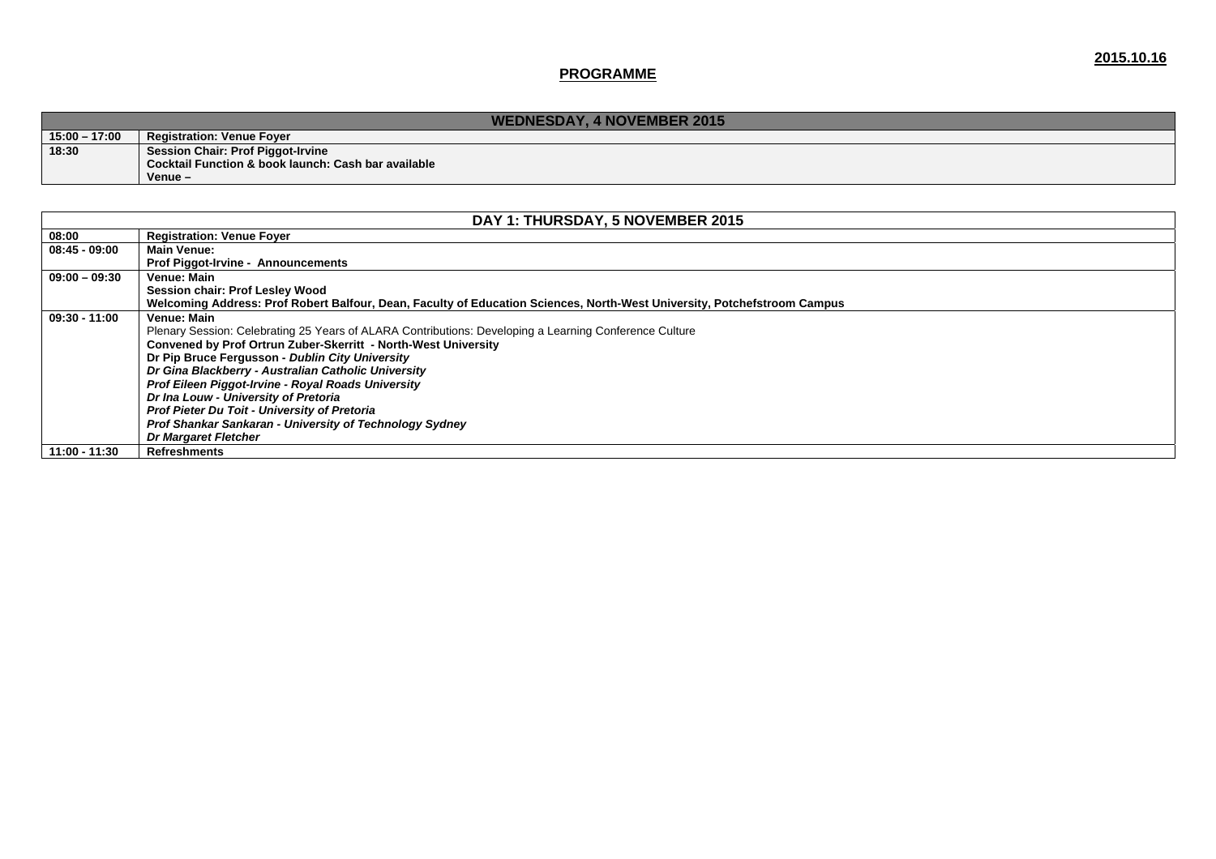**2015.10.16**

# PROGRAMME

| WEDNESDAY, 4 NOVEMBER 2015 | |
|---|---|
| **15:00 – 17:00** | **Registration: Venue Foyer** |
| **18:30** | **Session Chair: Prof Piggot-Irvine**<br>**Cocktail Function & book launch: Cash bar available**<br>**Venue –** |

| DAY 1: THURSDAY, 5 NOVEMBER 2015 | |
|---|---|
| **08:00** | **Registration: Venue Foyer** |
| **08:45 - 09:00** | **Main Venue:**<br>**Prof Piggot-Irvine - Announcements** |
| **09:00 – 09:30** | **Venue: Main**<br>**Session chair: Prof Lesley Wood**<br>**Welcoming Address: Prof Robert Balfour, Dean, Faculty of Education Sciences, North-West University, Potchefstroom Campus** |
| **09:30 - 11:00** | **Venue: Main**<br>Plenary Session: Celebrating 25 Years of ALARA Contributions: Developing a Learning Conference Culture<br>**Convened by Prof Ortrun Zuber-Skerritt - North-West University**<br>**Dr Pip Bruce Fergusson -** ***Dublin City University***<br>***Dr Gina Blackberry - Australian Catholic University***<br>***Prof Eileen Piggot-Irvine - Royal Roads University***<br>***Dr Ina Louw - University of Pretoria***<br>***Prof Pieter Du Toit - University of Pretoria***<br>***Prof Shankar Sankaran - University of Technology Sydney***<br>***Dr Margaret Fletcher*** |
| **11:00 - 11:30** | **Refreshments** |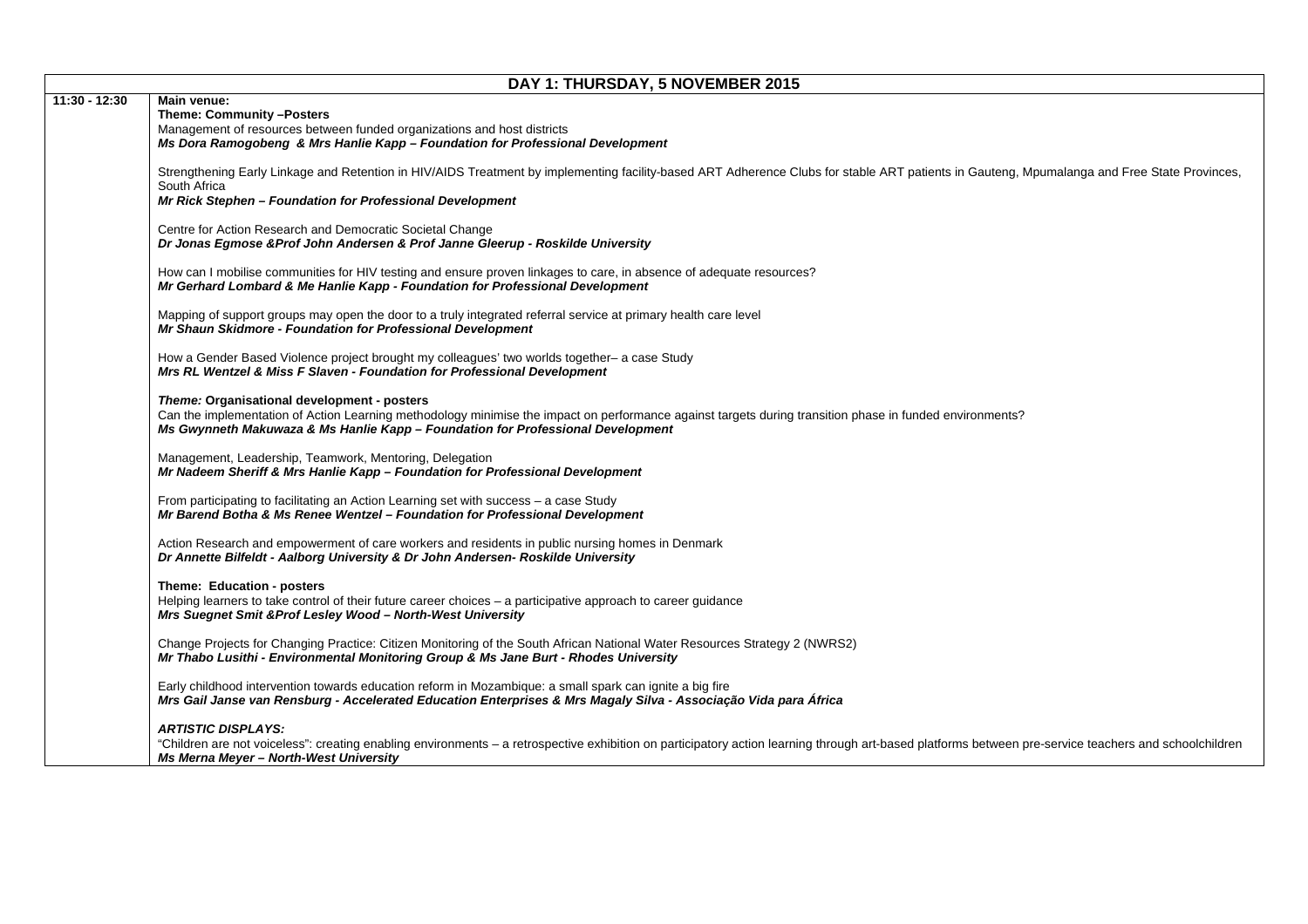| DAY 1: THURSDAY, 5 NOVEMBER 2015 | |
|---|---|
| **11:30 - 12:30** | **Main venue:**<br>**Theme: Community –Posters**<br>Management of resources between funded organizations and host districts<br>***Ms Dora Ramogobeng & Mrs Hanlie Kapp – Foundation for Professional Development***<br><br>Strengthening Early Linkage and Retention in HIV/AIDS Treatment by implementing facility-based ART Adherence Clubs for stable ART patients in Gauteng, Mpumalanga and Free State Provinces, South Africa<br>***Mr Rick Stephen – Foundation for Professional Development***<br><br>Centre for Action Research and Democratic Societal Change<br>***Dr Jonas Egmose &Prof John Andersen & Prof Janne Gleerup - Roskilde University***<br><br>How can I mobilise communities for HIV testing and ensure proven linkages to care, in absence of adequate resources?<br>***Mr Gerhard Lombard & Me Hanlie Kapp - Foundation for Professional Development***<br><br>Mapping of support groups may open the door to a truly integrated referral service at primary health care level<br>***Mr Shaun Skidmore - Foundation for Professional Development***<br><br>How a Gender Based Violence project brought my colleagues' two worlds together– a case Study<br>***Mrs RL Wentzel & Miss F Slaven - Foundation for Professional Development***<br><br>***Theme:* Organisational development - posters**<br>Can the implementation of Action Learning methodology minimise the impact on performance against targets during transition phase in funded environments?<br>***Ms Gwynneth Makuwaza & Ms Hanlie Kapp – Foundation for Professional Development***<br><br>Management, Leadership, Teamwork, Mentoring, Delegation<br>***Mr Nadeem Sheriff & Mrs Hanlie Kapp – Foundation for Professional Development***<br><br>From participating to facilitating an Action Learning set with success – a case Study<br>***Mr Barend Botha & Ms Renee Wentzel – Foundation for Professional Development***<br><br>Action Research and empowerment of care workers and residents in public nursing homes in Denmark<br>***Dr Annette Bilfeldt - Aalborg University & Dr John Andersen- Roskilde University***<br><br>**Theme: Education - posters**<br>Helping learners to take control of their future career choices – a participative approach to career guidance<br>***Mrs Suegnet Smit &Prof Lesley Wood – North-West University***<br><br>Change Projects for Changing Practice: Citizen Monitoring of the South African National Water Resources Strategy 2 (NWRS2)<br>***Mr Thabo Lusithi - Environmental Monitoring Group & Ms Jane Burt - Rhodes University***<br><br>Early childhood intervention towards education reform in Mozambique: a small spark can ignite a big fire<br>***Mrs Gail Janse van Rensburg - Accelerated Education Enterprises & Mrs Magaly Silva - Associação Vida para África***<br><br>***ARTISTIC DISPLAYS:***<br>"Children are not voiceless": creating enabling environments – a retrospective exhibition on participatory action learning through art-based platforms between pre-service teachers and schoolchildren<br>***Ms Merna Meyer – North-West University*** |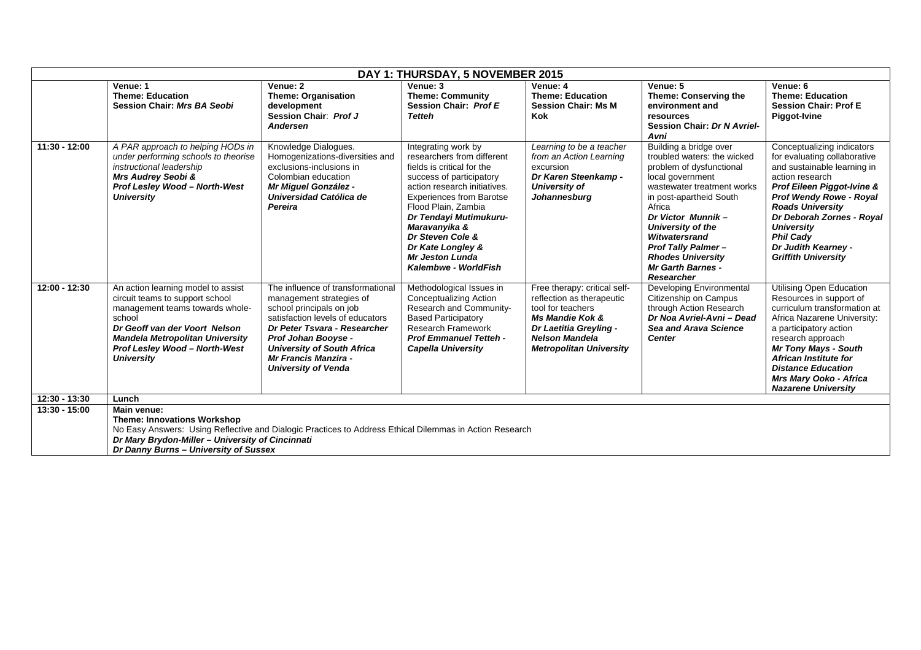| DAY 1: THURSDAY, 5 NOVEMBER 2015 | | | | | | |
|---|---|---|---|---|---|---|
| | **Venue: 1**<br>**Theme: Education**<br>**Session Chair: *Mrs BA Seobi*** | **Venue: 2**<br>**Theme: Organisation development**<br>**Session Chair**: ***Prof J Andersen*** | **Venue: 3**<br>**Theme: Community**<br>**Session Chair: *Prof E Tetteh*** | **Venue: 4**<br>**Theme: Education**<br>**Session Chair: Ms M Kok** | **Venue: 5**<br>**Theme: Conserving the environment and resources**<br>**Session Chair: *Dr N Avriel-Avni*** | **Venue: 6**<br>**Theme: Education**<br>**Session Chair: Prof E Piggot-Ivine** |
| **11:30 - 12:00** | *A PAR approach to helping HODs in under performing schools to theorise instructional leadership*<br>***Mrs Audrey Seobi &***<br>***Prof Lesley Wood – North-West University*** | Knowledge Dialogues. Homogenizations-diversities and exclusions-inclusions in Colombian education<br>***Mr Miguel González - Universidad Católica de Pereira*** | Integrating work by researchers from different fields is critical for the success of participatory action research initiatives. Experiences from Barotse Flood Plain, Zambia<br>***Dr Tendayi Mutimukuru-Maravanyika &***<br>***Dr Steven Cole &***<br>***Dr Kate Longley &***<br>***Mr Jeston Lunda Kalembwe - WorldFish*** | *Learning to be a teacher from an Action Learning excursion*<br>***Dr Karen Steenkamp - University of Johannesburg*** | Building a bridge over troubled waters: the wicked problem of dysfunctional local government wastewater treatment works in post-apartheid South Africa<br>***Dr Victor Munnik – University of the Witwatersrand***<br>***Prof Tally Palmer – Rhodes University***<br>***Mr Garth Barnes - Researcher*** | Conceptualizing indicators for evaluating collaborative and sustainable learning in action research<br>***Prof Eileen Piggot-Ivine &***<br>***Prof Wendy Rowe - Royal Roads University***<br>***Dr Deborah Zornes - Royal University***<br>***Phil Cady***<br>***Dr Judith Kearney - Griffith University*** |
| **12:00 - 12:30** | An action learning model to assist circuit teams to support school management teams towards whole-school<br>***Dr Geoff van der Voort Nelson Mandela Metropolitan University***<br>***Prof Lesley Wood – North-West University*** | The influence of transformational management strategies of school principals on job satisfaction levels of educators<br>***Dr Peter Tsvara - Researcher***<br>***Prof Johan Booyse - University of South Africa***<br>***Mr Francis Manzira - University of Venda*** | Methodological Issues in Conceptualizing Action Research and Community-Based Participatory Research Framework<br>***Prof Emmanuel Tetteh - Capella University*** | Free therapy: critical self-reflection as therapeutic tool for teachers<br>***Ms Mandie Kok &***<br>***Dr Laetitia Greyling - Nelson Mandela Metropolitan University*** | Developing Environmental Citizenship on Campus through Action Research<br>***Dr Noa Avriel-Avni – Dead Sea and Arava Science Center*** | Utilising Open Education Resources in support of curriculum transformation at Africa Nazarene University: a participatory action research approach<br>***Mr Tony Mays - South African Institute for Distance Education***<br>***Mrs Mary Ooko - Africa Nazarene University*** |
| **12:30 - 13:30** | **Lunch** | | | | | |
| **13:30 - 15:00** | **Main venue:**<br>**Theme: Innovations Workshop**<br>No Easy Answers: Using Reflective and Dialogic Practices to Address Ethical Dilemmas in Action Research<br>***Dr Mary Brydon-Miller – University of Cincinnati***<br>***Dr Danny Burns – University of Sussex*** | | | | | |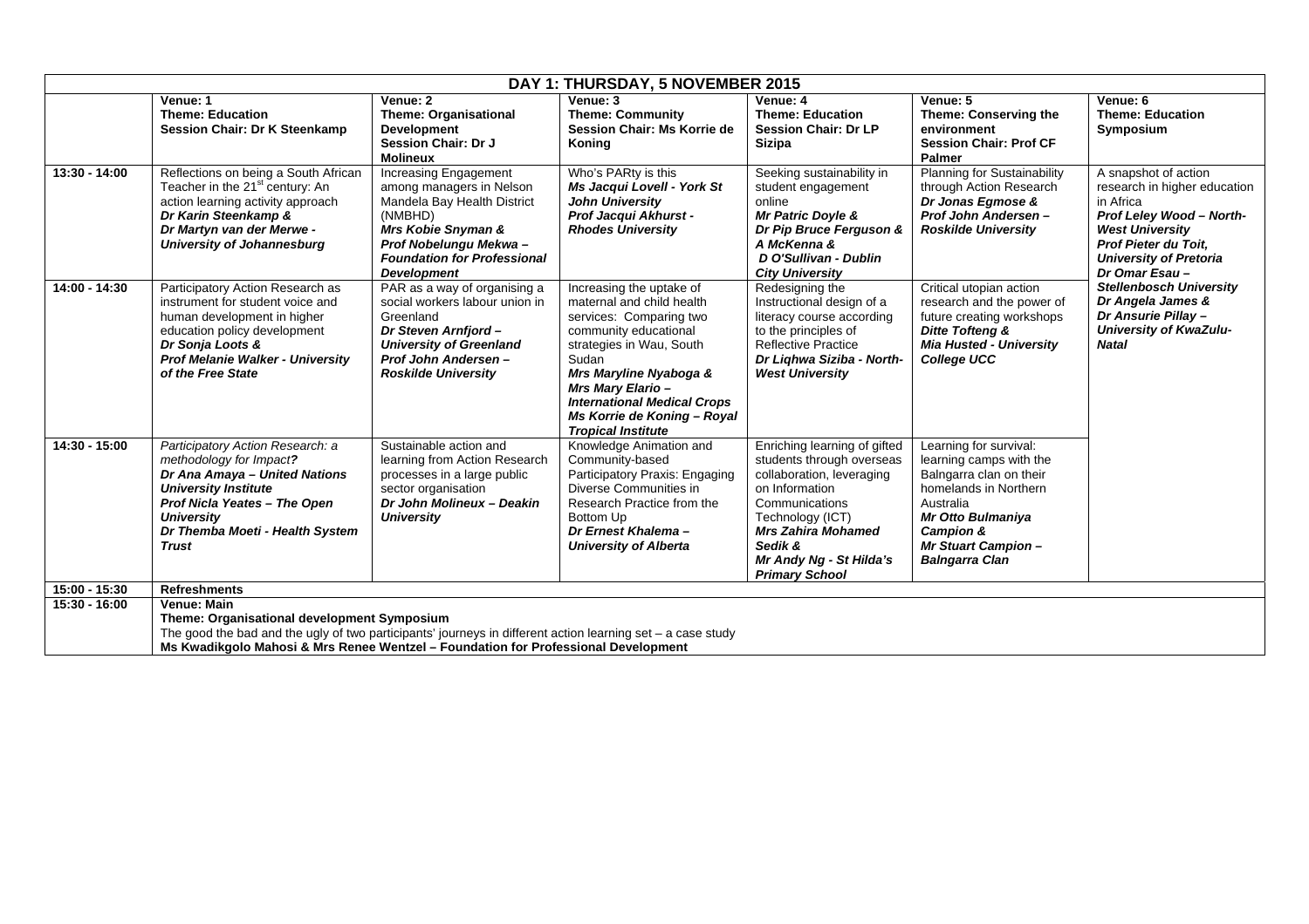| DAY 1: THURSDAY, 5 NOVEMBER 2015 | | | | | | |
|---|---|---|---|---|---|---|
| | **Venue: 1**<br>**Theme: Education**<br>**Session Chair: Dr K Steenkamp** | **Venue: 2**<br>**Theme: Organisational Development**<br>**Session Chair: Dr J Molineux** | **Venue: 3**<br>**Theme: Community**<br>**Session Chair: Ms Korrie de Koning** | **Venue: 4**<br>**Theme: Education**<br>**Session Chair: Dr LP Sizipa** | **Venue: 5**<br>**Theme: Conserving the environment**<br>**Session Chair: Prof CF Palmer** | **Venue: 6**<br>**Theme: Education Symposium** |
| **13:30 - 14:00** | Reflections on being a South African Teacher in the 21st century: An action learning activity approach<br>***Dr Karin Steenkamp &***<br>***Dr Martyn van der Merwe - University of Johannesburg*** | Increasing Engagement among managers in Nelson Mandela Bay Health District (NMBHD)<br>***Mrs Kobie Snyman &***<br>***Prof Nobelungu Mekwa – Foundation for Professional Development*** | Who's PARty is this<br>***Ms Jacqui Lovell - York St John University***<br>***Prof Jacqui Akhurst - Rhodes University*** | Seeking sustainability in student engagement online<br>***Mr Patric Doyle &***<br>***Dr Pip Bruce Ferguson &***<br>***A McKenna &***<br>***D O'Sullivan - Dublin City University*** | Planning for Sustainability through Action Research<br>***Dr Jonas Egmose &***<br>***Prof John Andersen – Roskilde University*** | A snapshot of action research in higher education in Africa<br>***Prof Leley Wood – North-West University***<br>***Prof Pieter du Toit, University of Pretoria***<br>***Dr Omar Esau – Stellenbosch University***<br>***Dr Angela James &***<br>***Dr Ansurie Pillay – University of KwaZulu-Natal*** |
| **14:00 - 14:30** | Participatory Action Research as instrument for student voice and human development in higher education policy development<br>***Dr Sonja Loots &***<br>***Prof Melanie Walker - University of the Free State*** | PAR as a way of organising a social workers labour union in Greenland<br>***Dr Steven Arnfjord – University of Greenland***<br>***Prof John Andersen – Roskilde University*** | Increasing the uptake of maternal and child health services: Comparing two community educational strategies in Wau, South Sudan<br>***Mrs Maryline Nyaboga &***<br>***Mrs Mary Elario – International Medical Crops***<br>***Ms Korrie de Koning – Royal Tropical Institute*** | Redesigning the Instructional design of a literacy course according to the principles of Reflective Practice<br>***Dr Liqhwa Siziba - North-West University*** | Critical utopian action research and the power of future creating workshops<br>***Ditte Tofteng &***<br>***Mia Husted - University College UCC*** | |
| **14:30 - 15:00** | *Participatory Action Research: a methodology for Impact?*<br>***Dr Ana Amaya – United Nations University Institute***<br>***Prof Nicla Yeates – The Open University***<br>***Dr Themba Moeti - Health System Trust*** | Sustainable action and learning from Action Research processes in a large public sector organisation<br>***Dr John Molineux – Deakin University*** | Knowledge Animation and Community-based Participatory Praxis: Engaging Diverse Communities in Research Practice from the Bottom Up<br>***Dr Ernest Khalema – University of Alberta*** | Enriching learning of gifted students through overseas collaboration, leveraging on Information Communications Technology (ICT)<br>***Mrs Zahira Mohamed Sedik &***<br>***Mr Andy Ng - St Hilda's Primary School*** | Learning for survival: learning camps with the Balngarra clan on their homelands in Northern Australia<br>***Mr Otto Bulmaniya Campion &***<br>***Mr Stuart Campion – Balngarra Clan*** | |
| **15:00 - 15:30** | **Refreshments** | | | | | |
| **15:30 - 16:00** | **Venue: Main**<br>**Theme: Organisational development Symposium**<br>The good the bad and the ugly of two participants' journeys in different action learning set – a case study<br>**Ms Kwadikgolo Mahosi & Mrs Renee Wentzel – Foundation for Professional Development** | | | | | |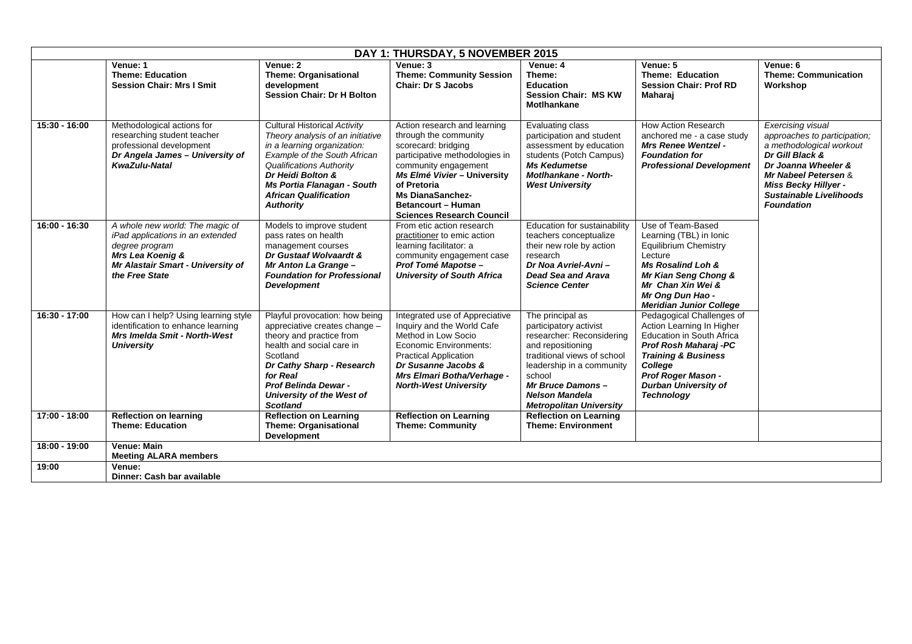| DAY 1: THURSDAY, 5 NOVEMBER 2015 | | | | | | |
|---|---|---|---|---|---|---|
| | **Venue: 1**<br>**Theme: Education**<br>**Session Chair: Mrs I Smit** | **Venue: 2**<br>**Theme: Organisational development**<br>**Session Chair: Dr H Bolton** | **Venue: 3**<br>**Theme: Community Session**<br>**Chair: Dr S Jacobs** | **Venue: 4**<br>**Theme:**<br>**Education**<br>**Session Chair: MS KW Motlhankane** | **Venue: 5**<br>**Theme: Education**<br>**Session Chair: Prof RD Maharaj** | **Venue: 6**<br>**Theme: Communication Workshop** |
| **15:30 - 16:00** | Methodological actions for researching student teacher professional development<br>***Dr Angela James – University of KwaZulu-Natal*** | *Cultural Historical Activity Theory analysis of an initiative in a learning organization: Example of the South African Qualifications Authority*<br>***Dr Heidi Bolton & Ms Portia Flanagan - South African Qualification Authority*** | Action research and learning through the community scorecard: bridging participative methodologies in community engagement<br>***Ms Elmé Vivier – University of Pretoria***<br>**Ms DianaSanchez-Betancourt – Human Sciences Research Council** | Evaluating class participation and student assessment by education students (Potch Campus)<br>***Ms Kedumetse Motlhankane - North-West University*** | How Action Research anchored me - a case study<br>***Mrs Renee Wentzel - Foundation for Professional Development*** | *Exercising visual approaches to participation; a methodological workout*<br>***Dr Gill Black & Dr Joanna Wheeler & Mr Nabeel Petersen & Miss Becky Hillyer - Sustainable Livelihoods Foundation*** |
| **16:00 - 16:30** | *A whole new world: The magic of iPad applications in an extended degree program*<br>***Mrs Lea Koenig & Mr Alastair Smart - University of the Free State*** | Models to improve student pass rates on health management courses<br>***Dr Gustaaf Wolvaardt & Mr Anton La Grange – Foundation for Professional Development*** | From etic action research practitioner to emic action learning facilitator: a community engagement case<br>***Prof Tomé Mapotse – University of South Africa*** | Education for sustainability teachers conceptualize their new role by action research<br>***Dr Noa Avriel-Avni – Dead Sea and Arava Science Center*** | Use of Team-Based Learning (TBL) in Ionic Equilibrium Chemistry Lecture<br>***Ms Rosalind Loh & Mr Kian Seng Chong & Mr Chan Xin Wei & Mr Ong Dun Hao - Meridian Junior College*** | |
| **16:30 - 17:00** | How can I help? Using learning style identification to enhance learning<br>***Mrs Imelda Smit - North-West University*** | Playful provocation: how being appreciative creates change – theory and practice from health and social care in Scotland<br>***Dr Cathy Sharp - Research for Real***<br>***Prof Belinda Dewar - University of the West of Scotland*** | Integrated use of Appreciative Inquiry and the World Cafe Method in Low Socio Economic Environments: Practical Application<br>***Dr Susanne Jacobs & Mrs Elmari Botha/Verhage - North-West University*** | The principal as participatory activist researcher: Reconsidering and repositioning traditional views of school leadership in a community school<br>***Mr Bruce Damons – Nelson Mandela Metropolitan University*** | Pedagogical Challenges of Action Learning In Higher Education in South Africa<br>***Prof Rosh Maharaj -PC Training & Business College***<br>***Prof Roger Mason - Durban University of Technology*** | |
| **17:00 - 18:00** | **Reflection on learning**<br>**Theme: Education** | **Reflection on Learning**<br>**Theme: Organisational Development** | **Reflection on Learning**<br>**Theme: Community** | **Reflection on Learning**<br>**Theme: Environment** | | |
| **18:00 - 19:00** | **Venue: Main**<br>**Meeting ALARA members** | | | | | |
| **19:00** | **Venue:**<br>**Dinner: Cash bar available** | | | | | |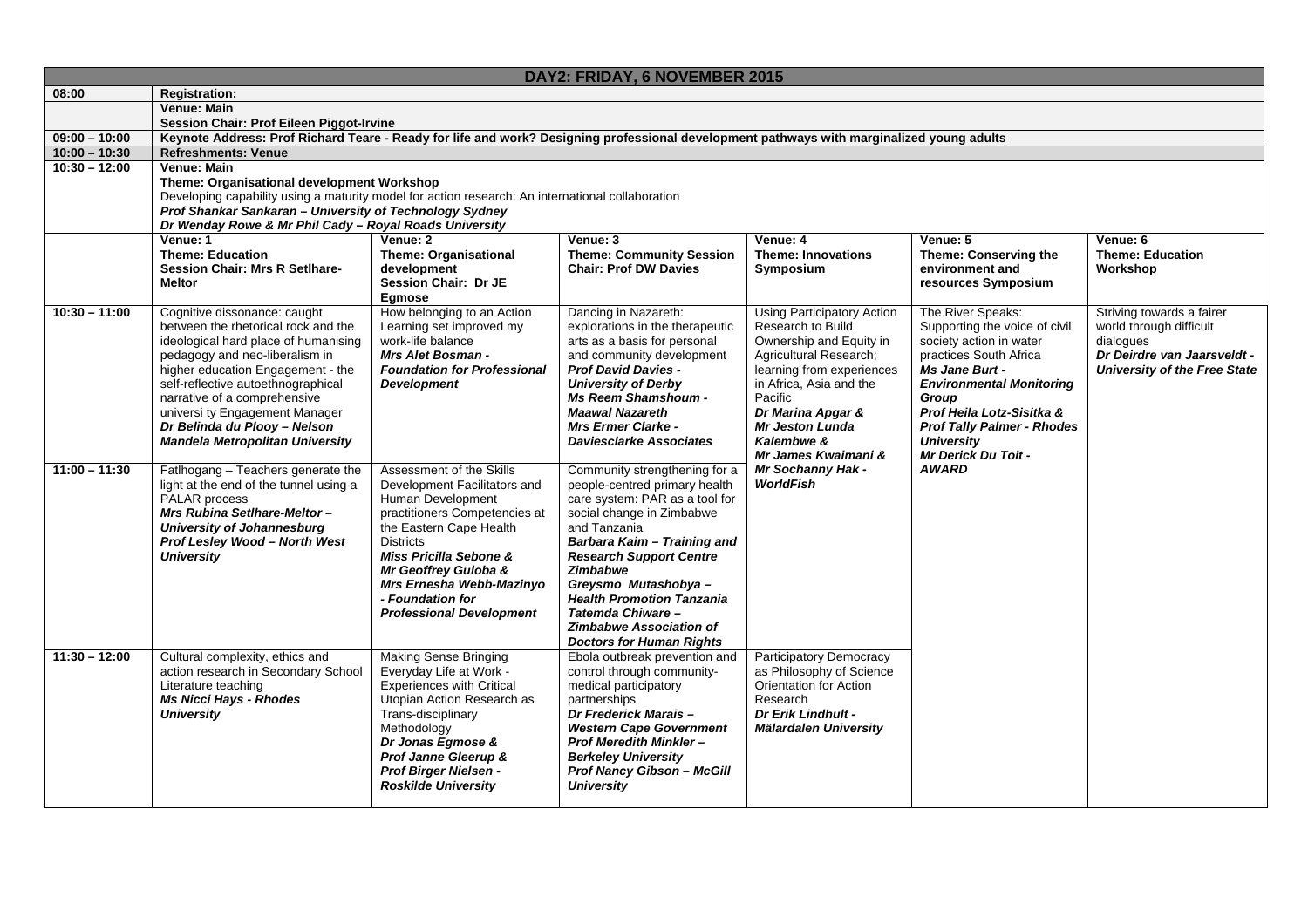| DAY2: FRIDAY, 6 NOVEMBER 2015 | | | | | | |
|---|---|---|---|---|---|---|
| **08:00** | **Registration:** | | | | | |
| | **Venue: Main**<br>**Session Chair: Prof Eileen Piggot-Irvine** | | | | | |
| **09:00 – 10:00** | **Keynote Address: Prof Richard Teare - Ready for life and work? Designing professional development pathways with marginalized young adults** | | | | | |
| **10:00 – 10:30** | **Refreshments: Venue** | | | | | |
| **10:30 – 12:00** | **Venue: Main**<br>**Theme: Organisational development Workshop**<br>Developing capability using a maturity model for action research: An international collaboration<br>***Prof Shankar Sankaran – University of Technology Sydney***<br>***Dr Wenday Rowe & Mr Phil Cady – Royal Roads University*** | | | | | |
| | **Venue: 1**<br>**Theme: Education**<br>**Session Chair: Mrs R Setlhare-Meltor** | **Venue: 2**<br>**Theme: Organisational development**<br>**Session Chair: Dr JE Egmose** | **Venue: 3**<br>**Theme: Community Session Chair: Prof DW Davies** | **Venue: 4**<br>**Theme: Innovations Symposium** | **Venue: 5**<br>**Theme: Conserving the environment and resources Symposium** | **Venue: 6**<br>**Theme: Education Workshop** |
| **10:30 – 11:00** | Cognitive dissonance: caught between the rhetorical rock and the ideological hard place of humanising pedagogy and neo-liberalism in higher education Engagement - the self-reflective autoethnographical narrative of a comprehensive universi ty Engagement Manager<br>***Dr Belinda du Plooy – Nelson Mandela Metropolitan University*** | How belonging to an Action Learning set improved my work-life balance<br>***Mrs Alet Bosman - Foundation for Professional Development*** | Dancing in Nazareth: explorations in the therapeutic arts as a basis for personal and community development<br>***Prof David Davies - University of Derby***<br>***Ms Reem Shamshoum - Maawal Nazareth***<br>***Mrs Ermer Clarke - Daviesclarke Associates*** | Using Participatory Action Research to Build Ownership and Equity in Agricultural Research; learning from experiences in Africa, Asia and the Pacific<br>***Dr Marina Apgar & Mr Jeston Lunda Kalembwe & Mr James Kwaimani & Mr Sochanny Hak - WorldFish*** | The River Speaks: Supporting the voice of civil society action in water practices South Africa<br>***Ms Jane Burt - Environmental Monitoring Group***<br>***Prof Heila Lotz-Sisitka & Prof Tally Palmer - Rhodes University***<br>***Mr Derick Du Toit - AWARD*** | Striving towards a fairer world through difficult dialogues<br>***Dr Deirdre van Jaarsveldt - University of the Free State*** |
| **11:00 – 11:30** | Fatlhogang – Teachers generate the light at the end of the tunnel using a PALAR process<br>***Mrs Rubina Setlhare-Meltor – University of Johannesburg***<br>***Prof Lesley Wood – North West University*** | Assessment of the Skills Development Facilitators and Human Development practitioners Competencies at the Eastern Cape Health Districts<br>***Miss Pricilla Sebone & Mr Geoffrey Guloba & Mrs Ernesha Webb-Mazinyo - Foundation for Professional Development*** | Community strengthening for a people-centred primary health care system: PAR as a tool for social change in Zimbabwe and Tanzania<br>***Barbara Kaim – Training and Research Support Centre Zimbabwe***<br>***Greysmo Mutashobya – Health Promotion Tanzania***<br>***Tatemda Chiware – Zimbabwe Association of Doctors for Human Rights*** | | | |
| **11:30 – 12:00** | Cultural complexity, ethics and action research in Secondary School Literature teaching<br>***Ms Nicci Hays - Rhodes University*** | Making Sense Bringing Everyday Life at Work - Experiences with Critical Utopian Action Research as Trans-disciplinary Methodology<br>***Dr Jonas Egmose & Prof Janne Gleerup & Prof Birger Nielsen - Roskilde University*** | Ebola outbreak prevention and control through community-medical participatory partnerships<br>***Dr Frederick Marais – Western Cape Government***<br>***Prof Meredith Minkler – Berkeley University***<br>***Prof Nancy Gibson – McGill University*** | Participatory Democracy as Philosophy of Science Orientation for Action Research<br>***Dr Erik Lindhult - Mälardalen University*** | | |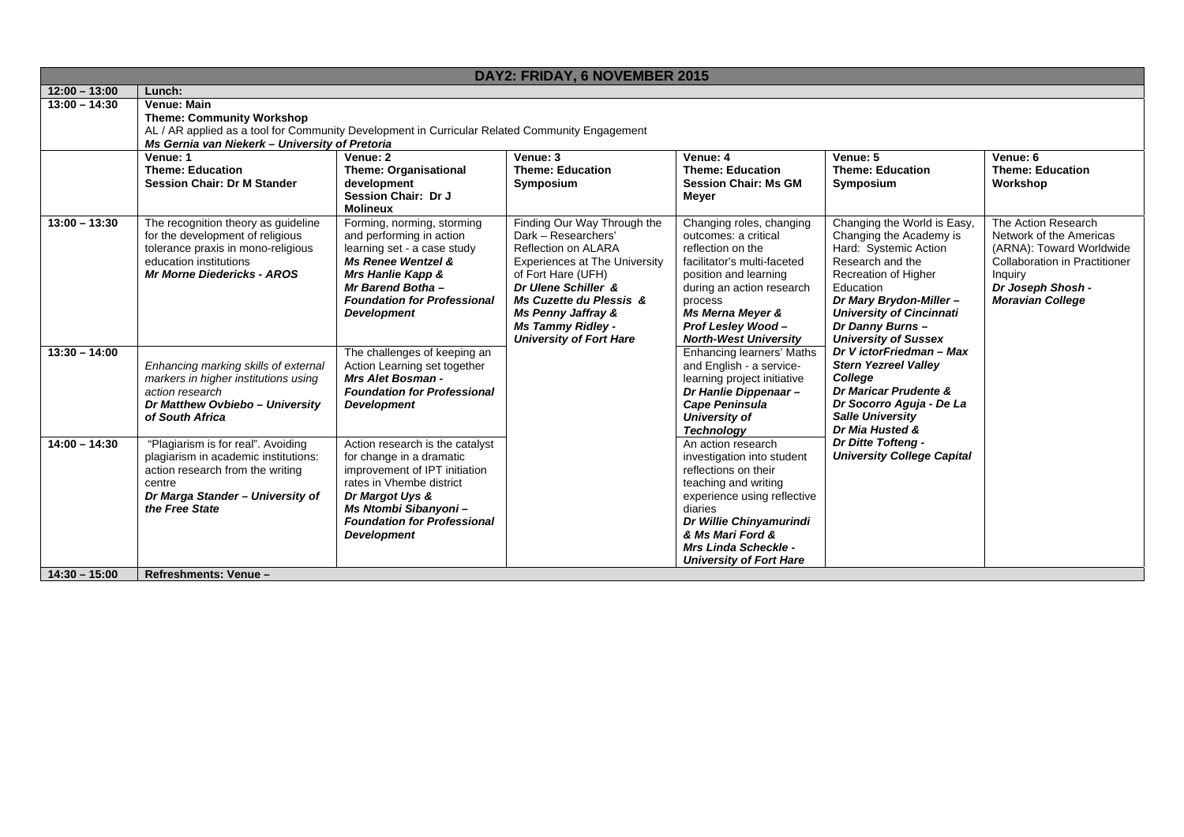| DAY2: FRIDAY, 6 NOVEMBER 2015 | | | | | | |
|---|---|---|---|---|---|---|
| **12:00 – 13:00** | **Lunch:** | | | | | |
| **13:00 – 14:30** | **Venue: Main**<br>**Theme: Community Workshop**<br>AL / AR applied as a tool for Community Development in Curricular Related Community Engagement<br>***Ms Gernia van Niekerk – University of Pretoria*** | | | | | |
| | **Venue: 1**<br>**Theme: Education**<br>**Session Chair: Dr M Stander** | **Venue: 2**<br>**Theme: Organisational development**<br>**Session Chair: Dr J Molineux** | **Venue: 3**<br>**Theme: Education Symposium** | **Venue: 4**<br>**Theme: Education**<br>**Session Chair: Ms GM Meyer** | **Venue: 5**<br>**Theme: Education Symposium** | **Venue: 6**<br>**Theme: Education Workshop** |
| **13:00 – 13:30** | The recognition theory as guideline for the development of religious tolerance praxis in mono-religious education institutions<br>***Mr Morne Diedericks - AROS*** | Forming, norming, storming and performing in action learning set - a case study<br>***Ms Renee Wentzel &***<br>***Mrs Hanlie Kapp &***<br>***Mr Barend Botha –***<br>***Foundation for Professional Development*** | Finding Our Way Through the Dark – Researchers' Reflection on ALARA Experiences at The University of Fort Hare (UFH)<br>***Dr Ulene Schiller &***<br>***Ms Cuzette du Plessis &***<br>***Ms Penny Jaffray &***<br>***Ms Tammy Ridley -***<br>***University of Fort Hare*** | Changing roles, changing outcomes: a critical reflection on the facilitator's multi-faceted position and learning during an action research process<br>***Ms Merna Meyer &***<br>***Prof Lesley Wood –***<br>***North-West University*** | Changing the World is Easy, Changing the Academy is Hard: Systemic Action Research and the Recreation of Higher Education<br>***Dr Mary Brydon-Miller –***<br>***University of Cincinnati***<br>***Dr Danny Burns –***<br>***University of Sussex***<br>***Dr V ictorFriedman – Max Stern Yezreel Valley College***<br>***Dr Maricar Prudente &***<br>***Dr Socorro Aguja - De La Salle University***<br>***Dr Mia Husted &***<br>***Dr Ditte Tofteng -***<br>***University College Capital*** | The Action Research Network of the Americas (ARNA): Toward Worldwide Collaboration in Practitioner Inquiry<br>***Dr Joseph Shosh -***<br>***Moravian College*** |
| **13:30 – 14:00** | *Enhancing marking skills of external markers in higher institutions using action research*<br>***Dr Matthew Ovbiebo – University of South Africa*** | The challenges of keeping an Action Learning set together<br>***Mrs Alet Bosman -***<br>***Foundation for Professional Development*** | | Enhancing learners' Maths and English - a service-learning project initiative<br>***Dr Hanlie Dippenaar –***<br>***Cape Peninsula University of Technology*** | | |
| **14:00 – 14:30** | "Plagiarism is for real". Avoiding plagiarism in academic institutions: action research from the writing centre<br>***Dr Marga Stander – University of the Free State*** | Action research is the catalyst for change in a dramatic improvement of IPT initiation rates in Vhembe district<br>***Dr Margot Uys &***<br>***Ms Ntombi Sibanyoni –***<br>***Foundation for Professional Development*** | | An action research investigation into student reflections on their teaching and writing experience using reflective diaries<br>***Dr Willie Chinyamurindi & Ms Mari Ford &***<br>***Mrs Linda Scheckle -***<br>***University of Fort Hare*** | | |
| **14:30 – 15:00** | **Refreshments: Venue –** | | | | | |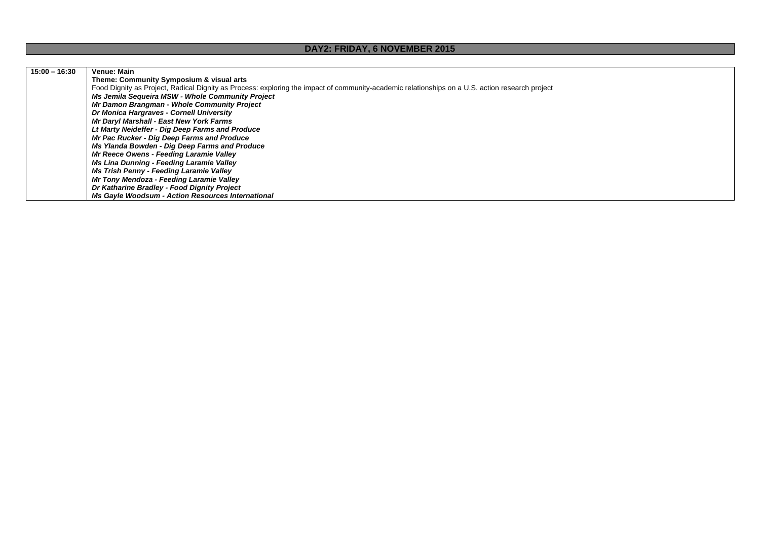## DAY2: FRIDAY, 6 NOVEMBER 2015

| | |
|---|---|
| 15:00 – 16:30 | **Venue: Main**<br>**Theme: Community Symposium & visual arts**<br>Food Dignity as Project, Radical Dignity as Process: exploring the impact of community-academic relationships on a U.S. action research project<br>***Ms Jemila Sequeira MSW - Whole Community Project***<br>***Mr Damon Brangman - Whole Community Project***<br>***Dr Monica Hargraves - Cornell University***<br>***Mr Daryl Marshall - East New York Farms***<br>***Lt Marty Neideffer - Dig Deep Farms and Produce***<br>***Mr Pac Rucker - Dig Deep Farms and Produce***<br>***Ms Ylanda Bowden - Dig Deep Farms and Produce***<br>***Mr Reece Owens - Feeding Laramie Valley***<br>***Ms Lina Dunning - Feeding Laramie Valley***<br>***Ms Trish Penny - Feeding Laramie Valley***<br>***Mr Tony Mendoza - Feeding Laramie Valley***<br>***Dr Katharine Bradley - Food Dignity Project***<br>***Ms Gayle Woodsum - Action Resources International*** |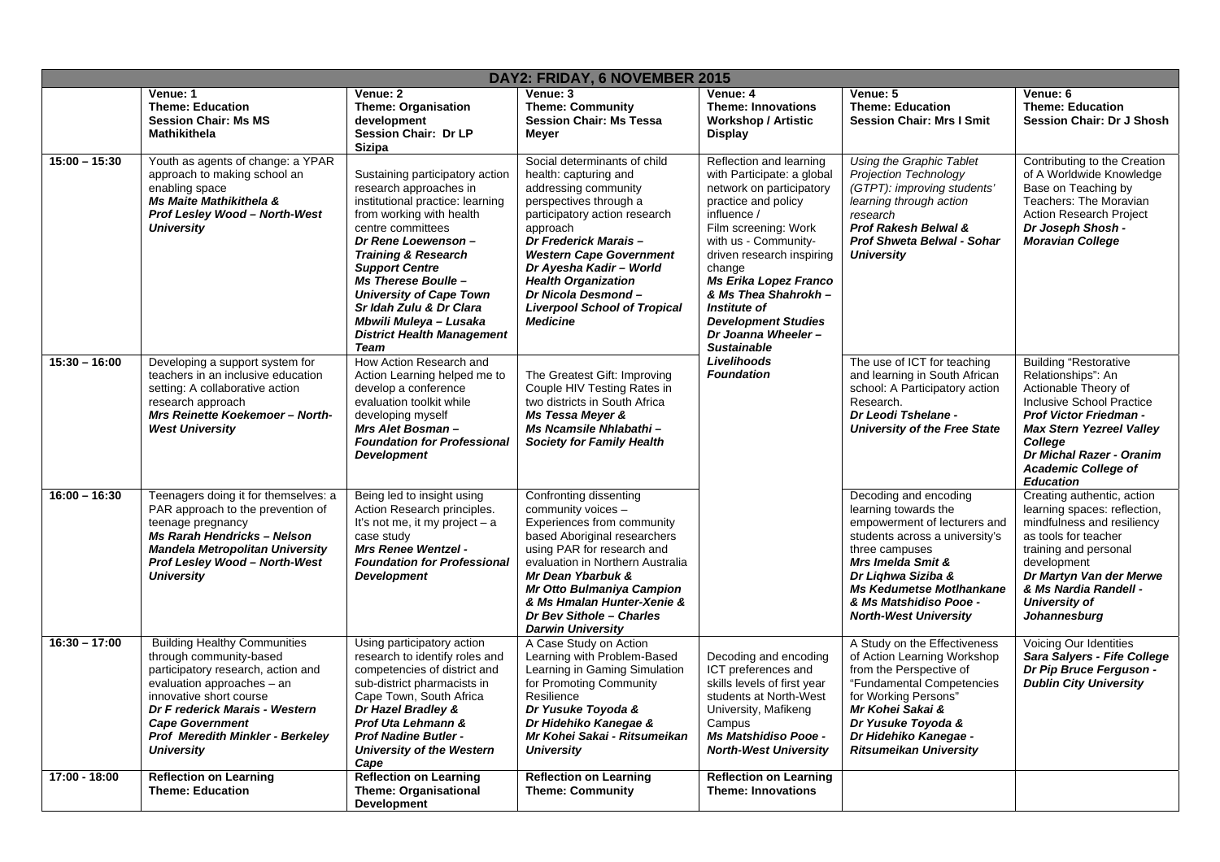| DAY2: FRIDAY, 6 NOVEMBER 2015 | | | | | | |
|---|---|---|---|---|---|---|
| | **Venue: 1**<br>**Theme: Education**<br>**Session Chair: Ms MS Mathikithela** | **Venue: 2**<br>**Theme: Organisation development**<br>**Session Chair: Dr LP Sizipa** | **Venue: 3**<br>**Theme: Community**<br>**Session Chair: Ms Tessa Meyer** | **Venue: 4**<br>**Theme: Innovations Workshop / Artistic Display** | **Venue: 5**<br>**Theme: Education**<br>**Session Chair: Mrs I Smit** | **Venue: 6**<br>**Theme: Education**<br>**Session Chair: Dr J Shosh** |
| **15:00 – 15:30** | Youth as agents of change: a YPAR approach to making school an enabling space<br>***Ms Maite Mathikithela & Prof Lesley Wood – North-West University*** | Sustaining participatory action research approaches in institutional practice: learning from working with health centre committees<br>***Dr Rene Loewenson – Training & Research Support Centre***<br>***Ms Therese Boulle – University of Cape Town***<br>***Sr Idah Zulu & Dr Clara Mbwili Muleya – Lusaka District Health Management Team*** | Social determinants of child health: capturing and addressing community perspectives through a participatory action research approach<br>***Dr Frederick Marais – Western Cape Government***<br>***Dr Ayesha Kadir – World Health Organization***<br>***Dr Nicola Desmond – Liverpool School of Tropical Medicine*** | Reflection and learning with Participate: a global network on participatory practice and policy influence /<br>Film screening: Work with us - Community-driven research inspiring change<br>***Ms Erika Lopez Franco & Ms Thea Shahrokh – Institute of Development Studies***<br>***Dr Joanna Wheeler – Sustainable Livelihoods Foundation*** | *Using the Graphic Tablet Projection Technology (GTPT): improving students' learning through action research*<br>***Prof Rakesh Belwal & Prof Shweta Belwal - Sohar University*** | Contributing to the Creation of A Worldwide Knowledge Base on Teaching by Teachers: The Moravian Action Research Project<br>***Dr Joseph Shosh - Moravian College*** |
| **15:30 – 16:00** | Developing a support system for teachers in an inclusive education setting: A collaborative action research approach<br>***Mrs Reinette Koekemoer – North-West University*** | How Action Research and Action Learning helped me to develop a conference evaluation toolkit while developing myself<br>***Mrs Alet Bosman – Foundation for Professional Development*** | The Greatest Gift: Improving Couple HIV Testing Rates in two districts in South Africa<br>***Ms Tessa Meyer & Ms Ncamsile Nhlabathi – Society for Family Health*** | | The use of ICT for teaching and learning in South African school: A Participatory action Research.<br>***Dr Leodi Tshelane - University of the Free State*** | Building "Restorative Relationships": An Actionable Theory of Inclusive School Practice<br>***Prof Victor Friedman - Max Stern Yezreel Valley College***<br>***Dr Michal Razer - Oranim Academic College of Education*** |
| **16:00 – 16:30** | Teenagers doing it for themselves: a PAR approach to the prevention of teenage pregnancy<br>***Ms Rarah Hendricks – Nelson Mandela Metropolitan University***<br>***Prof Lesley Wood – North-West University*** | Being led to insight using Action Research principles. It's not me, it my project – a case study<br>***Mrs Renee Wentzel - Foundation for Professional Development*** | Confronting dissenting community voices – Experiences from community based Aboriginal researchers using PAR for research and evaluation in Northern Australia<br>***Mr Dean Ybarbuk & Mr Otto Bulmaniya Campion & Ms Hmalan Hunter-Xenie & Dr Bev Sithole – Charles Darwin University*** | | Decoding and encoding learning towards the empowerment of lecturers and students across a university's three campuses<br>***Mrs Imelda Smit & Dr Liqhwa Siziba & Ms Kedumetse Motlhankane & Ms Matshidiso Pooe - North-West University*** | Creating authentic, action learning spaces: reflection, mindfulness and resiliency as tools for teacher training and personal development<br>***Dr Martyn Van der Merwe & Ms Nardia Randell - University of Johannesburg*** |
| **16:30 – 17:00** | Building Healthy Communities through community-based participatory research, action and evaluation approaches – an innovative short course<br>***Dr F rederick Marais - Western Cape Government***<br>***Prof Meredith Minkler - Berkeley University*** | Using participatory action research to identify roles and competencies of district and sub-district pharmacists in Cape Town, South Africa<br>***Dr Hazel Bradley & Prof Uta Lehmann & Prof Nadine Butler - University of the Western Cape*** | A Case Study on Action Learning with Problem-Based Learning in Gaming Simulation for Promoting Community Resilience<br>***Dr Yusuke Toyoda & Dr Hidehiko Kanegae & Mr Kohei Sakai - Ritsumeikan University*** | Decoding and encoding ICT preferences and skills levels of first year students at North-West University, Mafikeng Campus<br>***Ms Matshidiso Pooe - North-West University*** | A Study on the Effectiveness of Action Learning Workshop from the Perspective of "Fundamental Competencies for Working Persons"<br>***Mr Kohei Sakai & Dr Yusuke Toyoda & Dr Hidehiko Kanegae - Ritsumeikan University*** | Voicing Our Identities<br>***Sara Salyers - Fife College***<br>***Dr Pip Bruce Ferguson - Dublin City University*** |
| **17:00 - 18:00** | **Reflection on Learning**<br>**Theme: Education** | **Reflection on Learning**<br>**Theme: Organisational Development** | **Reflection on Learning**<br>**Theme: Community** | **Reflection on Learning**<br>**Theme: Innovations** | | |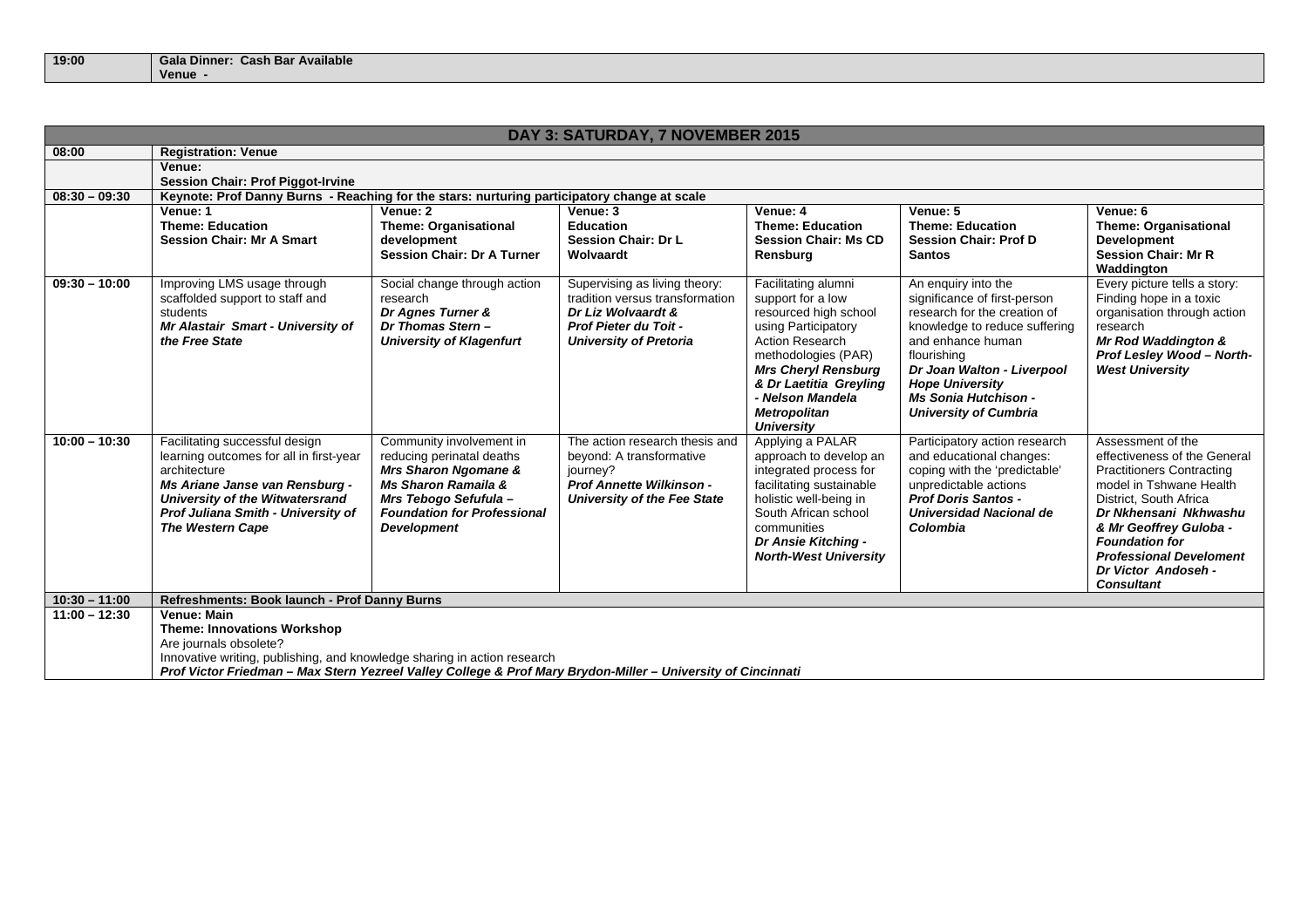| | |
|---|---|
| **19:00** | **Gala Dinner: Cash Bar Available**<br>**Venue -** |

| **DAY 3: SATURDAY, 7 NOVEMBER 2015** | | | | | | |
|---|---|---|---|---|---|---|
| **08:00** | **Registration: Venue** | | | | | |
| | **Venue:**<br>**Session Chair: Prof Piggot-Irvine** | | | | | |
| **08:30 – 09:30** | **Keynote: Prof Danny Burns - Reaching for the stars: nurturing participatory change at scale** | | | | | |
| | **Venue: 1**<br>**Theme: Education**<br>**Session Chair: Mr A Smart** | **Venue: 2**<br>**Theme: Organisational development**<br>**Session Chair: Dr A Turner** | **Venue: 3**<br>**Education**<br>**Session Chair: Dr L Wolvaardt** | **Venue: 4**<br>**Theme: Education**<br>**Session Chair: Ms CD Rensburg** | **Venue: 5**<br>**Theme: Education**<br>**Session Chair: Prof D Santos** | **Venue: 6**<br>**Theme: Organisational Development**<br>**Session Chair: Mr R Waddington** |
| **09:30 – 10:00** | Improving LMS usage through scaffolded support to staff and students<br>***Mr Alastair Smart - University of the Free State*** | Social change through action research<br>***Dr Agnes Turner &***<br>***Dr Thomas Stern –***<br>***University of Klagenfurt*** | Supervising as living theory: tradition versus transformation<br>***Dr Liz Wolvaardt &***<br>***Prof Pieter du Toit -***<br>***University of Pretoria*** | Facilitating alumni support for a low resourced high school using Participatory Action Research methodologies (PAR)<br>***Mrs Cheryl Rensburg & Dr Laetitia Greyling - Nelson Mandela Metropolitan University*** | An enquiry into the significance of first-person research for the creation of knowledge to reduce suffering and enhance human flourishing<br>***Dr Joan Walton - Liverpool Hope University***<br>***Ms Sonia Hutchison - University of Cumbria*** | Every picture tells a story: Finding hope in a toxic organisation through action research<br>***Mr Rod Waddington &***<br>***Prof Lesley Wood – North-West University*** |
| **10:00 – 10:30** | Facilitating successful design learning outcomes for all in first-year architecture<br>***Ms Ariane Janse van Rensburg - University of the Witwatersrand***<br>***Prof Juliana Smith - University of The Western Cape*** | Community involvement in reducing perinatal deaths<br>***Mrs Sharon Ngomane &***<br>***Ms Sharon Ramaila &***<br>***Mrs Tebogo Sefufula –***<br>***Foundation for Professional Development*** | The action research thesis and beyond: A transformative journey?<br>***Prof Annette Wilkinson - University of the Fee State*** | Applying a PALAR approach to develop an integrated process for facilitating sustainable holistic well-being in South African school communities<br>***Dr Ansie Kitching - North-West University*** | Participatory action research and educational changes: coping with the 'predictable' unpredictable actions<br>***Prof Doris Santos - Universidad Nacional de Colombia*** | Assessment of the effectiveness of the General Practitioners Contracting model in Tshwane Health District, South Africa<br>***Dr Nkhensani Nkhwashu & Mr Geoffrey Guloba - Foundation for Professional Develoment***<br>***Dr Victor Andoseh - Consultant*** |
| **10:30 – 11:00** | **Refreshments: Book launch - Prof Danny Burns** | | | | | |
| **11:00 – 12:30** | **Venue: Main**<br>**Theme: Innovations Workshop**<br>Are journals obsolete?<br>Innovative writing, publishing, and knowledge sharing in action research<br>***Prof Victor Friedman – Max Stern Yezreel Valley College & Prof Mary Brydon-Miller – University of Cincinnati*** | | | | | |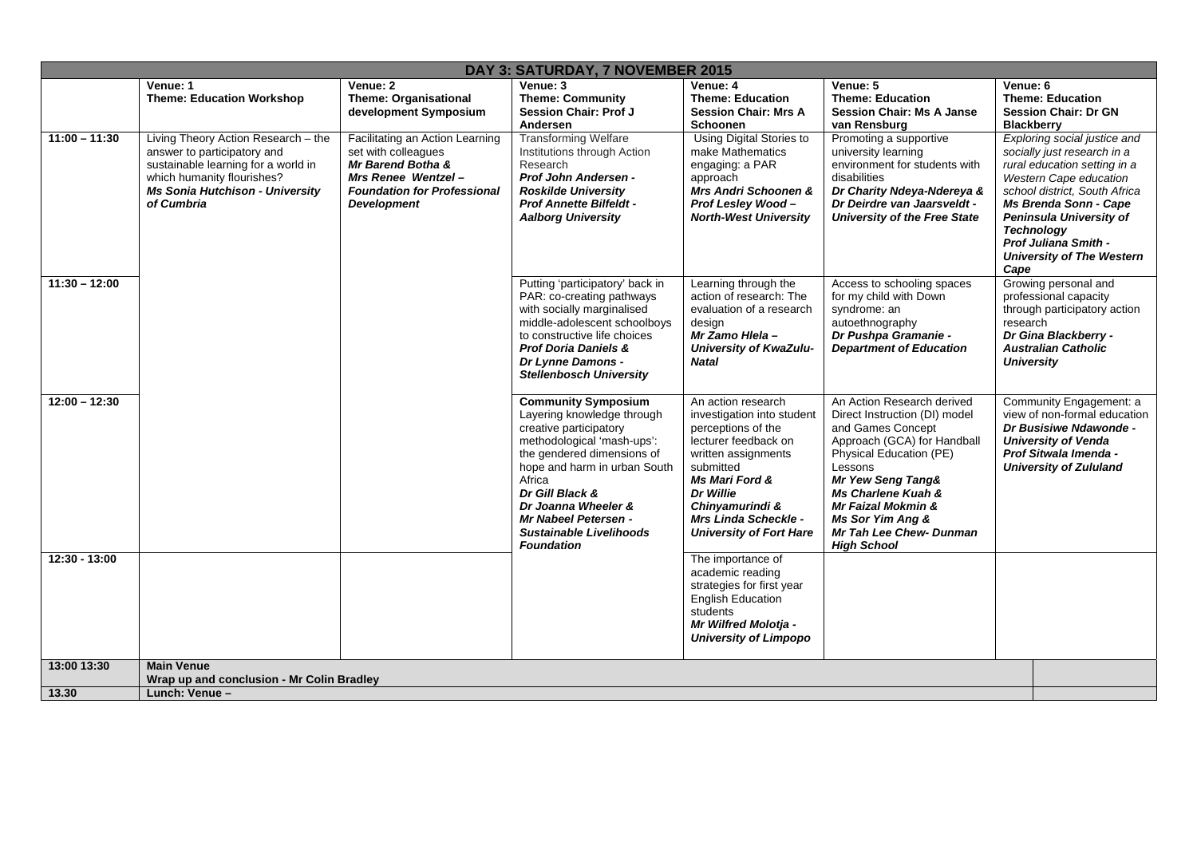| DAY 3: SATURDAY, 7 NOVEMBER 2015 | | | | | | |
|---|---|---|---|---|---|---|
| | **Venue: 1**<br>**Theme: Education Workshop** | **Venue: 2**<br>**Theme: Organisational development Symposium** | **Venue: 3**<br>**Theme: Community**<br>**Session Chair: Prof J Andersen** | **Venue: 4**<br>**Theme: Education**<br>**Session Chair: Mrs A Schoonen** | **Venue: 5**<br>**Theme: Education**<br>**Session Chair: Ms A Janse van Rensburg** | **Venue: 6**<br>**Theme: Education**<br>**Session Chair: Dr GN Blackberry** |
| **11:00 – 11:30** | Living Theory Action Research – the answer to participatory and sustainable learning for a world in which humanity flourishes?<br>***Ms Sonia Hutchison - University of Cumbria*** | Facilitating an Action Learning set with colleagues<br>***Mr Barend Botha &***<br>***Mrs Renee Wentzel –***<br>***Foundation for Professional Development*** | Transforming Welfare Institutions through Action Research<br>***Prof John Andersen -***<br>***Roskilde University***<br>***Prof Annette Bilfeldt -***<br>***Aalborg University*** | Using Digital Stories to make Mathematics engaging: a PAR approach<br>***Mrs Andri Schoonen &***<br>***Prof Lesley Wood –***<br>***North-West University*** | Promoting a supportive university learning environment for students with disabilities<br>***Dr Charity Ndeya-Ndereya &***<br>***Dr Deirdre van Jaarsveldt -***<br>***University of the Free State*** | *Exploring social justice and socially just research in a rural education setting in a Western Cape education school district, South Africa*<br>***Ms Brenda Sonn - Cape Peninsula University of Technology***<br>***Prof Juliana Smith -***<br>***University of The Western Cape*** |
| **11:30 – 12:00** | | | Putting 'participatory' back in PAR: co-creating pathways with socially marginalised middle-adolescent schoolboys to constructive life choices<br>***Prof Doria Daniels &***<br>***Dr Lynne Damons -***<br>***Stellenbosch University*** | Learning through the action of research: The evaluation of a research design<br>***Mr Zamo Hlela –***<br>***University of KwaZulu-Natal*** | Access to schooling spaces for my child with Down syndrome: an autoethnography<br>***Dr Pushpa Gramanie -***<br>***Department of Education*** | Growing personal and professional capacity through participatory action research<br>***Dr Gina Blackberry -***<br>***Australian Catholic University*** |
| **12:00 – 12:30** | | | **Community Symposium**<br>Layering knowledge through creative participatory methodological 'mash-ups': the gendered dimensions of hope and harm in urban South Africa<br>***Dr Gill Black &***<br>***Dr Joanna Wheeler &***<br>***Mr Nabeel Petersen -***<br>***Sustainable Livelihoods Foundation*** | An action research investigation into student perceptions of the lecturer feedback on written assignments submitted<br>***Ms Mari Ford &***<br>***Dr Willie Chinyamurindi &***<br>***Mrs Linda Scheckle -***<br>***University of Fort Hare*** | An Action Research derived Direct Instruction (DI) model and Games Concept Approach (GCA) for Handball Physical Education (PE) Lessons<br>***Mr Yew Seng Tang&***<br>***Ms Charlene Kuah &***<br>***Mr Faizal Mokmin &***<br>***Ms Sor Yim Ang &***<br>***Mr Tah Lee Chew- Dunman High School*** | Community Engagement: a view of non-formal education<br>***Dr Busisiwe Ndawonde -***<br>***University of Venda***<br>***Prof Sitwala Imenda -***<br>***University of Zululand*** |
| **12:30 - 13:00** | | | | The importance of academic reading strategies for first year English Education students<br>***Mr Wilfred Molotja -***<br>***University of Limpopo*** | | |
| **13:00 13:30** | **Main Venue**<br>**Wrap up and conclusion - Mr Colin Bradley** | | | | | |
| **13.30** | **Lunch: Venue –** | | | | | |